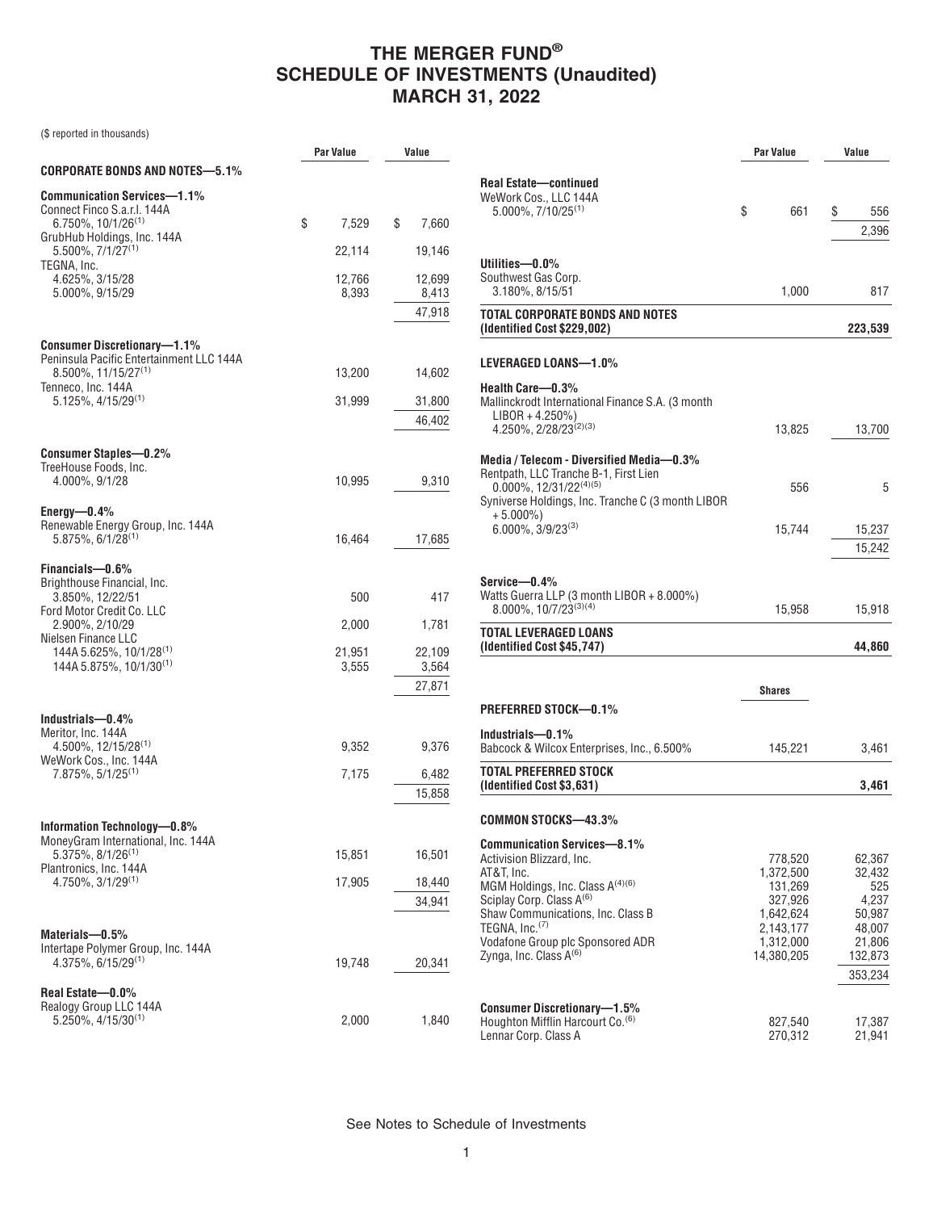# THE MERGER FUND®
# SCHEDULE OF INVESTMENTS (Unaudited)
# MARCH 31, 2022

($ reported in thousands)

| | Par Value | Value |
|---|---|---|
| **CORPORATE BONDS AND NOTES—5.1%** | | |
| **Communication Services—1.1%** | | |
| Connect Finco S.a.r.l. 144A 6.750%, 10/1/26[1] | $ 7,529 | $ 7,660 |
| GrubHub Holdings, Inc. 144A 5.500%, 7/1/27[1] | 22,114 | 19,146 |
| TEGNA, Inc. 4.625%, 3/15/28 | 12,766 | 12,699 |
| 5.000%, 9/15/29 | 8,393 | 8,413 |
| | | 47,918 |
| **Consumer Discretionary—1.1%** | | |
| Peninsula Pacific Entertainment LLC 144A 8.500%, 11/15/27[1] | 13,200 | 14,602 |
| Tenneco, Inc. 144A 5.125%, 4/15/29[1] | 31,999 | 31,800 |
| | | 46,402 |
| **Consumer Staples—0.2%** | | |
| TreeHouse Foods, Inc. 4.000%, 9/1/28 | 10,995 | 9,310 |
| **Energy—0.4%** | | |
| Renewable Energy Group, Inc. 144A 5.875%, 6/1/28[1] | 16,464 | 17,685 |
| **Financials—0.6%** | | |
| Brighthouse Financial, Inc. 3.850%, 12/22/51 | 500 | 417 |
| Ford Motor Credit Co. LLC 2.900%, 2/10/29 | 2,000 | 1,781 |
| Nielsen Finance LLC 144A 5.625%, 10/1/28[1] | 21,951 | 22,109 |
| 144A 5.875%, 10/1/30[1] | 3,555 | 3,564 |
| | | 27,871 |
| **Industrials—0.4%** | | |
| Meritor, Inc. 144A 4.500%, 12/15/28[1] | 9,352 | 9,376 |
| WeWork Cos., Inc. 144A 7.875%, 5/1/25[1] | 7,175 | 6,482 |
| | | 15,858 |
| **Information Technology—0.8%** | | |
| MoneyGram International, Inc. 144A 5.375%, 8/1/26[1] | 15,851 | 16,501 |
| Plantronics, Inc. 144A 4.750%, 3/1/29[1] | 17,905 | 18,440 |
| | | 34,941 |
| **Materials—0.5%** | | |
| Intertape Polymer Group, Inc. 144A 4.375%, 6/15/29[1] | 19,748 | 20,341 |
| **Real Estate—0.0%** | | |
| Realogy Group LLC 144A 5.250%, 4/15/30[1] | 2,000 | 1,840 |
| **Real Estate—continued** | | |
| WeWork Cos., LLC 144A 5.000%, 7/10/25[1] | $ 661 | $ 556 |
| | | 2,396 |
| **Utilities—0.0%** | | |
| Southwest Gas Corp. 3.180%, 8/15/51 | 1,000 | 817 |
| **TOTAL CORPORATE BONDS AND NOTES (Identified Cost $229,002)** | | **223,539** |
| **LEVERAGED LOANS—1.0%** | | |
| **Health Care—0.3%** | | |
| Mallinckrodt International Finance S.A. (3 month LIBOR + 4.250%) 4.250%, 2/28/23[2][3] | 13,825 | 13,700 |
| **Media / Telecom - Diversified Media—0.3%** | | |
| Rentpath, LLC Tranche B-1, First Lien 0.000%, 12/31/22[4][5] | 556 | 5 |
| Syniverse Holdings, Inc. Tranche C (3 month LIBOR + 5.000%) 6.000%, 3/9/23[3] | 15,744 | 15,237 |
| | | 15,242 |
| **Service—0.4%** | | |
| Watts Guerra LLP (3 month LIBOR + 8.000%) 8.000%, 10/7/23[3][4] | 15,958 | 15,918 |
| **TOTAL LEVERAGED LOANS (Identified Cost $45,747)** | | **44,860** |

| | Shares | Value |
|---|---|---|
| **PREFERRED STOCK—0.1%** | | |
| **Industrials—0.1%** | | |
| Babcock & Wilcox Enterprises, Inc., 6.500% | 145,221 | 3,461 |
| **TOTAL PREFERRED STOCK (Identified Cost $3,631)** | | **3,461** |
| **COMMON STOCKS—43.3%** | | |
| **Communication Services—8.1%** | | |
| Activision Blizzard, Inc. | 778,520 | 62,367 |
| AT&T, Inc. | 1,372,500 | 32,432 |
| MGM Holdings, Inc. Class A[4][6] | 131,269 | 525 |
| Sciplay Corp. Class A[6] | 327,926 | 4,237 |
| Shaw Communications, Inc. Class B | 1,642,624 | 50,987 |
| TEGNA, Inc.[7] | 2,143,177 | 48,007 |
| Vodafone Group plc Sponsored ADR | 1,312,000 | 21,806 |
| Zynga, Inc. Class A[6] | 14,380,205 | 132,873 |
| | | 353,234 |
| **Consumer Discretionary—1.5%** | | |
| Houghton Mifflin Harcourt Co.[6] | 827,540 | 17,387 |
| Lennar Corp. Class A | 270,312 | 21,941 |

See Notes to Schedule of Investments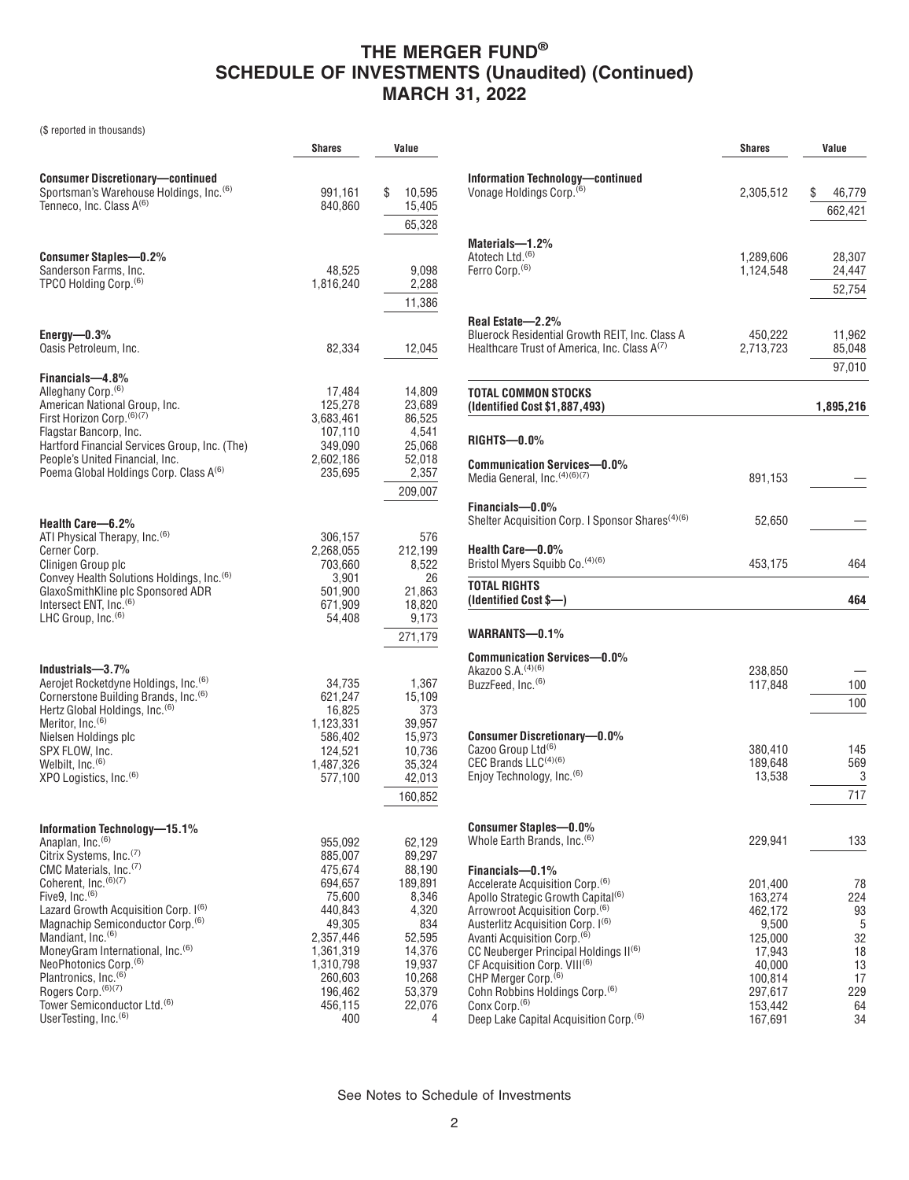# THE MERGER FUND®
## SCHEDULE OF INVESTMENTS (Unaudited) (Continued)
## MARCH 31, 2022

($ reported in thousands)

| | Shares | Value |
|---|---|---|
| **Consumer Discretionary—continued** | | |
| Sportsman's Warehouse Holdings, Inc.[6] | 991,161 | $ 10,595 |
| Tenneco, Inc. Class A[6] | 840,860 | 15,405 |
| | | 65,328 |
| **Consumer Staples—0.2%** | | |
| Sanderson Farms, Inc. | 48,525 | 9,098 |
| TPCO Holding Corp.[6] | 1,816,240 | 2,288 |
| | | 11,386 |
| **Energy—0.3%** | | |
| Oasis Petroleum, Inc. | 82,334 | 12,045 |
| **Financials—4.8%** | | |
| Alleghany Corp.[6] | 17,484 | 14,809 |
| American National Group, Inc. | 125,278 | 23,689 |
| First Horizon Corp.[6][7] | 3,683,461 | 86,525 |
| Flagstar Bancorp, Inc. | 107,110 | 4,541 |
| Hartford Financial Services Group, Inc. (The) | 349,090 | 25,068 |
| People's United Financial, Inc. | 2,602,186 | 52,018 |
| Poema Global Holdings Corp. Class A[6] | 235,695 | 2,357 |
| | | 209,007 |
| **Health Care—6.2%** | | |
| ATI Physical Therapy, Inc.[6] | 306,157 | 576 |
| Cerner Corp. | 2,268,055 | 212,199 |
| Clinigen Group plc | 703,660 | 8,522 |
| Convey Health Solutions Holdings, Inc.[6] | 3,901 | 26 |
| GlaxoSmithKline plc Sponsored ADR | 501,900 | 21,863 |
| Intersect ENT, Inc.[6] | 671,909 | 18,820 |
| LHC Group, Inc.[6] | 54,408 | 9,173 |
| | | 271,179 |
| **Industrials—3.7%** | | |
| Aerojet Rocketdyne Holdings, Inc.[6] | 34,735 | 1,367 |
| Cornerstone Building Brands, Inc.[6] | 621,247 | 15,109 |
| Hertz Global Holdings, Inc.[6] | 16,825 | 373 |
| Meritor, Inc.[6] | 1,123,331 | 39,957 |
| Nielsen Holdings plc | 586,402 | 15,973 |
| SPX FLOW, Inc. | 124,521 | 10,736 |
| Welbilt, Inc.[6] | 1,487,326 | 35,324 |
| XPO Logistics, Inc.[6] | 577,100 | 42,013 |
| | | 160,852 |
| **Information Technology—15.1%** | | |
| Anaplan, Inc.[6] | 955,092 | 62,129 |
| Citrix Systems, Inc.[7] | 885,007 | 89,297 |
| CMC Materials, Inc.[7] | 475,674 | 88,190 |
| Coherent, Inc.[6][7] | 694,657 | 189,891 |
| Five9, Inc.[6] | 75,600 | 8,346 |
| Lazard Growth Acquisition Corp. I[6] | 440,843 | 4,320 |
| Magnachip Semiconductor Corp.[6] | 49,305 | 834 |
| Mandiant, Inc.[6] | 2,357,446 | 52,595 |
| MoneyGram International, Inc.[6] | 1,361,319 | 14,376 |
| NeoPhotonics Corp.[6] | 1,310,798 | 19,937 |
| Plantronics, Inc.[6] | 260,603 | 10,268 |
| Rogers Corp.[6][7] | 196,462 | 53,379 |
| Tower Semiconductor Ltd.[6] | 456,115 | 22,076 |
| UserTesting, Inc.[6] | 400 | 4 |
| Vonage Holdings Corp.[6] | 2,305,512 | $ 46,779 |
| | | 662,421 |
| **Materials—1.2%** | | |
| Atotech Ltd.[6] | 1,289,606 | 28,307 |
| Ferro Corp.[6] | 1,124,548 | 24,447 |
| | | 52,754 |
| **Real Estate—2.2%** | | |
| Bluerock Residential Growth REIT, Inc. Class A | 450,222 | 11,962 |
| Healthcare Trust of America, Inc. Class A[7] | 2,713,723 | 85,048 |
| | | 97,010 |
| **TOTAL COMMON STOCKS (Identified Cost $1,887,493)** | | **1,895,216** |
| **RIGHTS—0.0%** | | |
| **Communication Services—0.0%** | | |
| Media General, Inc.[4][6][7] | 891,153 | — |
| **Financials—0.0%** | | |
| Shelter Acquisition Corp. I Sponsor Shares[4][6] | 52,650 | — |
| **Health Care—0.0%** | | |
| Bristol Myers Squibb Co.[4][6] | 453,175 | 464 |
| **TOTAL RIGHTS (Identified Cost $—)** | | **464** |
| **WARRANTS—0.1%** | | |
| **Communication Services—0.0%** | | |
| Akazoo S.A.[4][6] | 238,850 | — |
| BuzzFeed, Inc.[6] | 117,848 | 100 |
| | | 100 |
| **Consumer Discretionary—0.0%** | | |
| Cazoo Group Ltd[6] | 380,410 | 145 |
| CEC Brands LLC[4][6] | 189,648 | 569 |
| Enjoy Technology, Inc.[6] | 13,538 | 3 |
| | | 717 |
| **Consumer Staples—0.0%** | | |
| Whole Earth Brands, Inc.[6] | 229,941 | 133 |
| **Financials—0.1%** | | |
| Accelerate Acquisition Corp.[6] | 201,400 | 78 |
| Apollo Strategic Growth Capital[6] | 163,274 | 224 |
| Arrowroot Acquisition Corp.[6] | 462,172 | 93 |
| Austerlitz Acquisition Corp. I[6] | 9,500 | 5 |
| Avanti Acquisition Corp.[6] | 125,000 | 32 |
| CC Neuberger Principal Holdings II[6] | 17,943 | 18 |
| CF Acquisition Corp. VIII[6] | 40,000 | 13 |
| CHP Merger Corp.[6] | 100,814 | 17 |
| Cohn Robbins Holdings Corp.[6] | 297,617 | 229 |
| Conx Corp.[6] | 153,442 | 64 |
| Deep Lake Capital Acquisition Corp.[6] | 167,691 | 34 |

See Notes to Schedule of Investments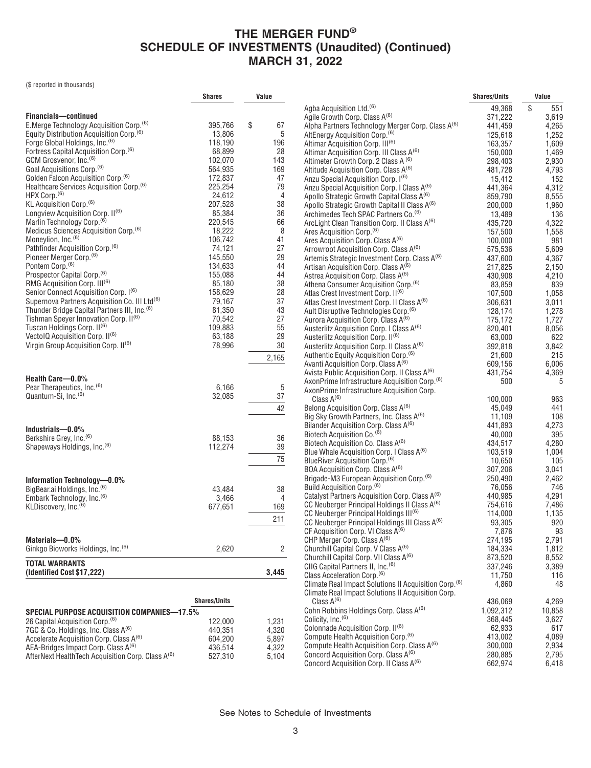# THE MERGER FUND®
## SCHEDULE OF INVESTMENTS (Unaudited) (Continued)
## MARCH 31, 2022

($ reported in thousands)

| | Shares | Value |
|---|---|---|
| **Financials—continued** | | |
| E.Merge Technology Acquisition Corp.[6] | 395,766 | $ 67 |
| Equity Distribution Acquisition Corp.[6] | 13,806 | 5 |
| Forge Global Holdings, Inc.[6] | 118,190 | 196 |
| Fortress Capital Acquisition Corp.[6] | 68,899 | 28 |
| GCM Grosvenor, Inc.[6] | 102,070 | 143 |
| Goal Acquisitions Corp.[6] | 564,935 | 169 |
| Golden Falcon Acquisition Corp.[6] | 172,837 | 47 |
| Healthcare Services Acquisition Corp.[6] | 225,254 | 79 |
| HPX Corp.[6] | 24,612 | 4 |
| KL Acquisition Corp.[6] | 207,528 | 38 |
| Longview Acquisition Corp. II[6] | 85,384 | 36 |
| Marlin Technology Corp.[6] | 220,545 | 66 |
| Medicus Sciences Acquisition Corp.[6] | 18,222 | 8 |
| Moneylion, Inc.[6] | 106,742 | 41 |
| Pathfinder Acquisition Corp.[6] | 74,121 | 27 |
| Pioneer Merger Corp.[6] | 145,550 | 29 |
| Pontem Corp.[6] | 134,633 | 44 |
| Prospector Capital Corp.[6] | 155,088 | 44 |
| RMG Acquisition Corp. III[6] | 85,180 | 38 |
| Senior Connect Acquisition Corp. I[6] | 158,629 | 28 |
| Supernova Partners Acquisition Co. III Ltd[6] | 79,167 | 37 |
| Thunder Bridge Capital Partners III, Inc.[6] | 81,350 | 43 |
| Tishman Speyer Innovation Corp. II[6] | 70,542 | 27 |
| Tuscan Holdings Corp. II[6] | 109,883 | 55 |
| VectoIQ Acquisition Corp. II[6] | 63,188 | 29 |
| Virgin Group Acquisition Corp. II[6] | 78,996 | 30 |
| | | 2,165 |
| **Health Care—0.0%** | | |
| Pear Therapeutics, Inc.[6] | 6,166 | 5 |
| Quantum-Si, Inc.[6] | 32,085 | 37 |
| | | 42 |
| **Industrials—0.0%** | | |
| Berkshire Grey, Inc.[6] | 88,153 | 36 |
| Shapeways Holdings, Inc.[6] | 112,274 | 39 |
| | | 75 |
| **Information Technology—0.0%** | | |
| BigBear.ai Holdings, Inc.[6] | 43,484 | 38 |
| Embark Technology, Inc.[6] | 3,466 | 4 |
| KLDiscovery, Inc.[6] | 677,651 | 169 |
| | | 211 |
| **Materials—0.0%** | | |
| Ginkgo Bioworks Holdings, Inc.[6] | 2,620 | 2 |
| **TOTAL WARRANTS (Identified Cost $17,222)** | | **3,445** |

| | Shares/Units | Value |
|---|---|---|
| **SPECIAL PURPOSE ACQUISITION COMPANIES—17.5%** | | |
| 26 Capital Acquisition Corp.[6] | 122,000 | 1,231 |
| 7GC & Co. Holdings, Inc. Class A[6] | 440,351 | 4,320 |
| Accelerate Acquisition Corp. Class A[6] | 604,200 | 5,897 |
| AEA-Bridges Impact Corp. Class A[6] | 436,514 | 4,322 |
| AfterNext HealthTech Acquisition Corp. Class A[6] | 527,310 | 5,104 |
| Agba Acquisition Ltd.[6] | 49,368 | $ 551 |
| Agile Growth Corp. Class A[6] | 371,222 | 3,619 |
| Alpha Partners Technology Merger Corp. Class A[6] | 441,459 | 4,265 |
| AltEnergy Acquisition Corp.[6] | 125,618 | 1,252 |
| Altimar Acquisition Corp. III[6] | 163,357 | 1,609 |
| Altimar Acquisition Corp. III Class A[6] | 150,000 | 1,469 |
| Altimeter Growth Corp. 2 Class A[6] | 298,403 | 2,930 |
| Altitude Acquisition Corp. Class A[6] | 481,728 | 4,793 |
| Anzu Special Acquisition Corp. I[6] | 15,412 | 152 |
| Anzu Special Acquisition Corp. I Class A[6] | 441,364 | 4,312 |
| Apollo Strategic Growth Capital Class A[6] | 859,790 | 8,555 |
| Apollo Strategic Growth Capital II Class A[6] | 200,000 | 1,960 |
| Archimedes Tech SPAC Partners Co.[6] | 13,489 | 136 |
| ArcLight Clean Transition Corp. II Class A[6] | 435,720 | 4,322 |
| Ares Acquisition Corp.[6] | 157,500 | 1,558 |
| Ares Acquisition Corp. Class A[6] | 100,000 | 981 |
| Arrowroot Acquisition Corp. Class A[6] | 575,536 | 5,609 |
| Artemis Strategic Investment Corp. Class A[6] | 437,600 | 4,367 |
| Artisan Acquisition Corp. Class A[6] | 217,825 | 2,150 |
| Astrea Acquisition Corp. Class A[6] | 430,908 | 4,210 |
| Athena Consumer Acquisition Corp.[6] | 83,859 | 839 |
| Atlas Crest Investment Corp. II[6] | 107,500 | 1,058 |
| Atlas Crest Investment Corp. II Class A[6] | 306,631 | 3,011 |
| Ault Disruptive Technologies Corp.[6] | 128,174 | 1,278 |
| Aurora Acquisition Corp. Class A[6] | 175,172 | 1,727 |
| Austerlitz Acquisition Corp. I Class A[6] | 820,401 | 8,056 |
| Austerlitz Acquisition Corp. II[6] | 63,000 | 622 |
| Austerlitz Acquisition Corp. II Class A[6] | 392,818 | 3,842 |
| Authentic Equity Acquisition Corp.[6] | 21,600 | 215 |
| Avanti Acquisition Corp. Class A[6] | 609,156 | 6,006 |
| Avista Public Acquisition Corp. II Class A[6] | 431,754 | 4,369 |
| AxonPrime Infrastructure Acquisition Corp.[6] | 500 | 5 |
| AxonPrime Infrastructure Acquisition Corp. Class A[6] | 100,000 | 963 |
| Belong Acquisition Corp. Class A[6] | 45,049 | 441 |
| Big Sky Growth Partners, Inc. Class A[6] | 11,109 | 108 |
| Bilander Acquisition Corp. Class A[6] | 441,893 | 4,273 |
| Biotech Acquisition Co.[6] | 40,000 | 395 |
| Biotech Acquisition Co. Class A[6] | 434,517 | 4,280 |
| Blue Whale Acquisition Corp. I Class A[6] | 103,519 | 1,004 |
| BlueRiver Acquisition Corp.[6] | 10,650 | 105 |
| BOA Acquisition Corp. Class A[6] | 307,206 | 3,041 |
| Brigade-M3 European Acquisition Corp.[6] | 250,490 | 2,462 |
| Build Acquisition Corp.[6] | 76,056 | 746 |
| Catalyst Partners Acquisition Corp. Class A[6] | 440,985 | 4,291 |
| CC Neuberger Principal Holdings II Class A[6] | 754,616 | 7,486 |
| CC Neuberger Principal Holdings III[6] | 114,000 | 1,135 |
| CC Neuberger Principal Holdings III Class A[6] | 93,305 | 920 |
| CF Acquisition Corp. VI Class A[6] | 7,876 | 93 |
| CHP Merger Corp. Class A[6] | 274,195 | 2,791 |
| Churchill Capital Corp. V Class A[6] | 184,334 | 1,812 |
| Churchill Capital Corp. VII Class A[6] | 873,520 | 8,552 |
| CIIG Capital Partners II, Inc.[6] | 337,246 | 3,389 |
| Class Acceleration Corp.[6] | 11,750 | 116 |
| Climate Real Impact Solutions II Acquisition Corp.[6] | 4,860 | 48 |
| Climate Real Impact Solutions II Acquisition Corp. Class A[6] | 436,069 | 4,269 |
| Cohn Robbins Holdings Corp. Class A[6] | 1,092,312 | 10,858 |
| Colicity, Inc.[6] | 368,445 | 3,627 |
| Colonnade Acquisition Corp. II[6] | 62,933 | 617 |
| Compute Health Acquisition Corp.[6] | 413,002 | 4,089 |
| Compute Health Acquisition Corp. Class A[6] | 300,000 | 2,934 |
| Concord Acquisition Corp. Class A[6] | 280,885 | 2,795 |
| Concord Acquisition Corp. II Class A[6] | 662,974 | 6,418 |

See Notes to Schedule of Investments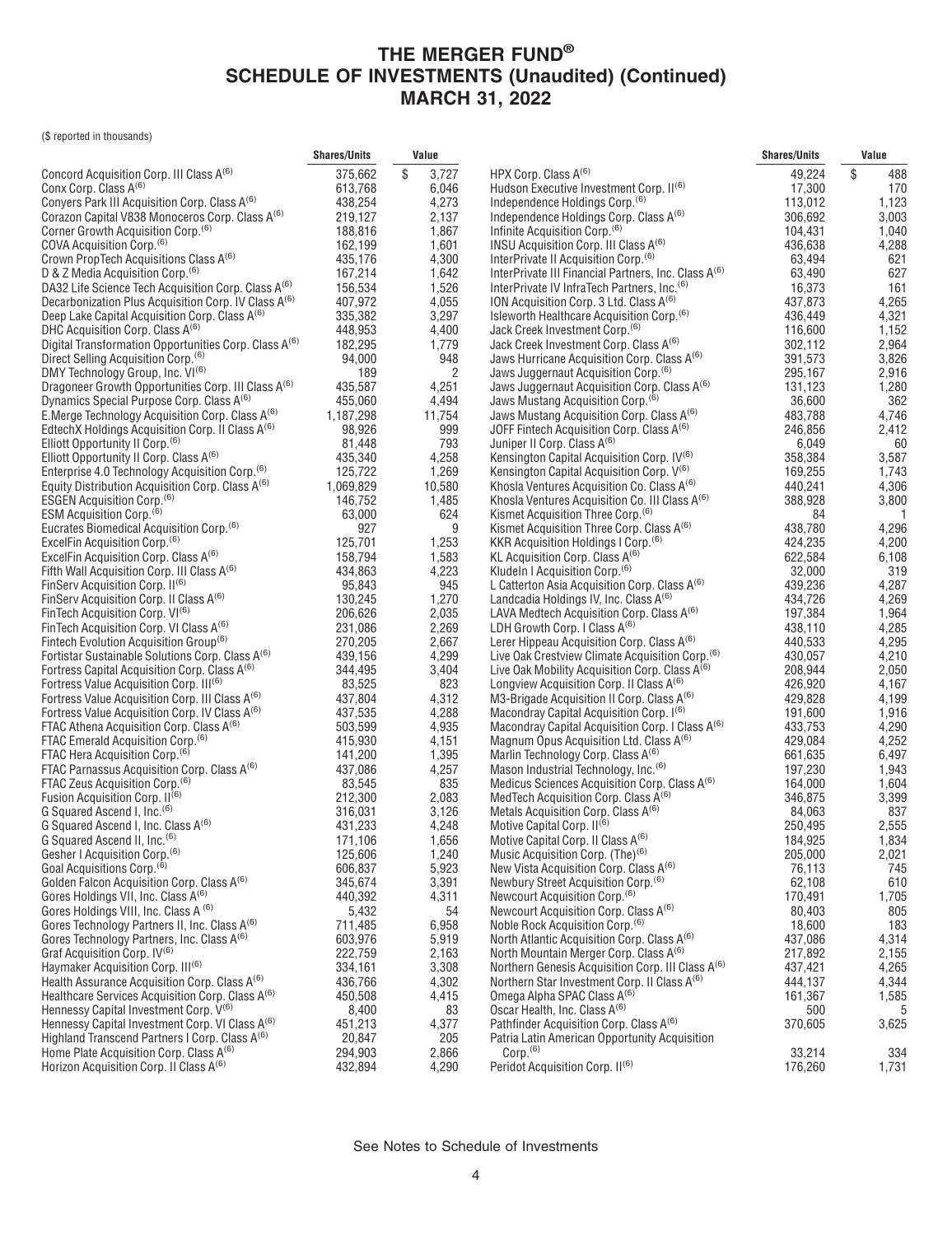# THE MERGER FUND®
# SCHEDULE OF INVESTMENTS (Unaudited) (Continued)
# MARCH 31, 2022

($ reported in thousands)

| | Shares/Units | Value |
|---|---|---|
| Concord Acquisition Corp. III Class A(6) | 375,662 | $ 3,727 |
| Conx Corp. Class A(6) | 613,768 | 6,046 |
| Conyers Park III Acquisition Corp. Class A(6) | 438,254 | 4,273 |
| Corazon Capital V838 Monoceros Corp. Class A(6) | 219,127 | 2,137 |
| Corner Growth Acquisition Corp.(6) | 188,816 | 1,867 |
| COVA Acquisition Corp.(6) | 162,199 | 1,601 |
| Crown PropTech Acquisitions Class A(6) | 435,176 | 4,300 |
| D & Z Media Acquisition Corp.(6) | 167,214 | 1,642 |
| DA32 Life Science Tech Acquisition Corp. Class A(6) | 156,534 | 1,526 |
| Decarbonization Plus Acquisition Corp. IV Class A(6) | 407,972 | 4,055 |
| Deep Lake Capital Acquisition Corp. Class A(6) | 335,382 | 3,297 |
| DHC Acquisition Corp. Class A(6) | 448,953 | 4,400 |
| Digital Transformation Opportunities Corp. Class A(6) | 182,295 | 1,779 |
| Direct Selling Acquisition Corp.(6) | 94,000 | 948 |
| DMY Technology Group, Inc. VI(6) | 189 | 2 |
| Dragoneer Growth Opportunities Corp. III Class A(6) | 435,587 | 4,251 |
| Dynamics Special Purpose Corp. Class A(6) | 455,060 | 4,494 |
| E.Merge Technology Acquisition Corp. Class A(6) | 1,187,298 | 11,754 |
| EdtechX Holdings Acquisition Corp. II Class A(6) | 98,926 | 999 |
| Elliott Opportunity II Corp.(6) | 81,448 | 793 |
| Elliott Opportunity II Corp. Class A(6) | 435,340 | 4,258 |
| Enterprise 4.0 Technology Acquisition Corp.(6) | 125,722 | 1,269 |
| Equity Distribution Acquisition Corp. Class A(6) | 1,069,829 | 10,580 |
| ESGEN Acquisition Corp.(6) | 146,752 | 1,485 |
| ESM Acquisition Corp.(6) | 63,000 | 624 |
| Eucrates Biomedical Acquisition Corp.(6) | 927 | 9 |
| ExcelFin Acquisition Corp.(6) | 125,701 | 1,253 |
| ExcelFin Acquisition Corp. Class A(6) | 158,794 | 1,583 |
| Fifth Wall Acquisition Corp. III Class A(6) | 434,863 | 4,223 |
| FinServ Acquisition Corp. II(6) | 95,843 | 945 |
| FinServ Acquisition Corp. II Class A(6) | 130,245 | 1,270 |
| FinTech Acquisition Corp. VI(6) | 206,626 | 2,035 |
| FinTech Acquisition Corp. VI Class A(6) | 231,086 | 2,269 |
| Fintech Evolution Acquisition Group(6) | 270,205 | 2,667 |
| Fortistar Sustainable Solutions Corp. Class A(6) | 439,156 | 4,299 |
| Fortress Capital Acquisition Corp. Class A(6) | 344,495 | 3,404 |
| Fortress Value Acquisition Corp. III(6) | 83,525 | 823 |
| Fortress Value Acquisition Corp. III Class A(6) | 437,804 | 4,312 |
| Fortress Value Acquisition Corp. IV Class A(6) | 437,535 | 4,288 |
| FTAC Athena Acquisition Corp. Class A(6) | 503,599 | 4,935 |
| FTAC Emerald Acquisition Corp.(6) | 415,930 | 4,151 |
| FTAC Hera Acquisition Corp.(6) | 141,200 | 1,395 |
| FTAC Parnassus Acquisition Corp. Class A(6) | 437,086 | 4,257 |
| FTAC Zeus Acquisition Corp.(6) | 83,545 | 835 |
| Fusion Acquisition Corp. II(6) | 212,300 | 2,083 |
| G Squared Ascend I, Inc.(6) | 316,031 | 3,126 |
| G Squared Ascend I, Inc. Class A(6) | 431,233 | 4,248 |
| G Squared Ascend II, Inc.(6) | 171,106 | 1,656 |
| Gesher I Acquisition Corp.(6) | 125,606 | 1,240 |
| Goal Acquisitions Corp.(6) | 606,837 | 5,923 |
| Golden Falcon Acquisition Corp. Class A(6) | 345,674 | 3,391 |
| Gores Holdings VII, Inc. Class A(6) | 440,392 | 4,311 |
| Gores Holdings VIII, Inc. Class A (6) | 5,432 | 54 |
| Gores Technology Partners II, Inc. Class A(6) | 711,485 | 6,958 |
| Gores Technology Partners, Inc. Class A(6) | 603,976 | 5,919 |
| Graf Acquisition Corp. IV(6) | 222,759 | 2,163 |
| Haymaker Acquisition Corp. III(6) | 334,161 | 3,308 |
| Health Assurance Acquisition Corp. Class A(6) | 436,766 | 4,302 |
| Healthcare Services Acquisition Corp. Class A(6) | 450,508 | 4,415 |
| Hennessy Capital Investment Corp. V(6) | 8,400 | 83 |
| Hennessy Capital Investment Corp. VI Class A(6) | 451,213 | 4,377 |
| Highland Transcend Partners I Corp. Class A(6) | 20,847 | 205 |
| Home Plate Acquisition Corp. Class A(6) | 294,903 | 2,866 |
| Horizon Acquisition Corp. II Class A(6) | 432,894 | 4,290 |
| HPX Corp. Class A(6) | 49,224 | $ 488 |
| Hudson Executive Investment Corp. II(6) | 17,300 | 170 |
| Independence Holdings Corp.(6) | 113,012 | 1,123 |
| Independence Holdings Corp. Class A(6) | 306,692 | 3,003 |
| Infinite Acquisition Corp.(6) | 104,431 | 1,040 |
| INSU Acquisition Corp. III Class A(6) | 436,638 | 4,288 |
| InterPrivate II Acquisition Corp.(6) | 63,494 | 621 |
| InterPrivate III Financial Partners, Inc. Class A(6) | 63,490 | 627 |
| InterPrivate IV InfraTech Partners, Inc.(6) | 16,373 | 161 |
| ION Acquisition Corp. 3 Ltd. Class A(6) | 437,873 | 4,265 |
| Isleworth Healthcare Acquisition Corp.(6) | 436,449 | 4,321 |
| Jack Creek Investment Corp.(6) | 116,600 | 1,152 |
| Jack Creek Investment Corp. Class A(6) | 302,112 | 2,964 |
| Jaws Hurricane Acquisition Corp. Class A(6) | 391,573 | 3,826 |
| Jaws Juggernaut Acquisition Corp.(6) | 295,167 | 2,916 |
| Jaws Juggernaut Acquisition Corp. Class A(6) | 131,123 | 1,280 |
| Jaws Mustang Acquisition Corp.(6) | 36,600 | 362 |
| Jaws Mustang Acquisition Corp. Class A(6) | 483,788 | 4,746 |
| JOFF Fintech Acquisition Corp. Class A(6) | 246,856 | 2,412 |
| Juniper II Corp. Class A(6) | 6,049 | 60 |
| Kensington Capital Acquisition Corp. IV(6) | 358,384 | 3,587 |
| Kensington Capital Acquisition Corp. V(6) | 169,255 | 1,743 |
| Khosla Ventures Acquisition Co. Class A(6) | 440,241 | 4,306 |
| Khosla Ventures Acquisition Co. III Class A(6) | 388,928 | 3,800 |
| Kismet Acquisition Three Corp.(6) | 84 | 1 |
| Kismet Acquisition Three Corp. Class A(6) | 438,780 | 4,296 |
| KKR Acquisition Holdings I Corp.(6) | 424,235 | 4,200 |
| KL Acquisition Corp. Class A(6) | 622,584 | 6,108 |
| Kludeln I Acquisition Corp.(6) | 32,000 | 319 |
| L Catterton Asia Acquisition Corp. Class A(6) | 439,236 | 4,287 |
| Landcadia Holdings IV, Inc. Class A(6) | 434,726 | 4,269 |
| LAVA Medtech Acquisition Corp. Class A(6) | 197,384 | 1,964 |
| LDH Growth Corp. I Class A(6) | 438,110 | 4,285 |
| Lerer Hippeau Acquisition Corp. Class A(6) | 440,533 | 4,295 |
| Live Oak Crestview Climate Acquisition Corp.(6) | 430,057 | 4,210 |
| Live Oak Mobility Acquisition Corp. Class A(6) | 208,944 | 2,050 |
| Longview Acquisition Corp. II Class A(6) | 426,920 | 4,167 |
| M3-Brigade Acquisition II Corp. Class A(6) | 429,828 | 4,199 |
| Macondray Capital Acquisition Corp. I(6) | 191,600 | 1,916 |
| Macondray Capital Acquisition Corp. I Class A(6) | 433,753 | 4,290 |
| Magnum Opus Acquisition Ltd. Class A(6) | 429,084 | 4,252 |
| Marlin Technology Corp. Class A(6) | 661,635 | 6,497 |
| Mason Industrial Technology, Inc.(6) | 197,230 | 1,943 |
| Medicus Sciences Acquisition Corp. Class A(6) | 164,000 | 1,604 |
| MedTech Acquisition Corp. Class A(6) | 346,875 | 3,399 |
| Metals Acquisition Corp. Class A(6) | 84,063 | 837 |
| Motive Capital Corp. II(6) | 250,495 | 2,555 |
| Motive Capital Corp. II Class A(6) | 184,925 | 1,834 |
| Music Acquisition Corp. (The)(6) | 205,000 | 2,021 |
| New Vista Acquisition Corp. Class A(6) | 76,113 | 745 |
| Newbury Street Acquisition Corp.(6) | 62,108 | 610 |
| Newcourt Acquisition Corp.(6) | 170,491 | 1,705 |
| Newcourt Acquisition Corp. Class A(6) | 80,403 | 805 |
| Noble Rock Acquisition Corp.(6) | 18,600 | 183 |
| North Atlantic Acquisition Corp. Class A(6) | 437,086 | 4,314 |
| North Mountain Merger Corp. Class A(6) | 217,892 | 2,155 |
| Northern Genesis Acquisition Corp. III Class A(6) | 437,421 | 4,265 |
| Northern Star Investment Corp. II Class A(6) | 444,137 | 4,344 |
| Omega Alpha SPAC Class A(6) | 161,367 | 1,585 |
| Oscar Health, Inc. Class A(6) | 500 | 5 |
| Pathfinder Acquisition Corp. Class A(6) | 370,605 | 3,625 |
| Patria Latin American Opportunity Acquisition Corp.(6) | 33,214 | 334 |
| Peridot Acquisition Corp. II(6) | 176,260 | 1,731 |

See Notes to Schedule of Investments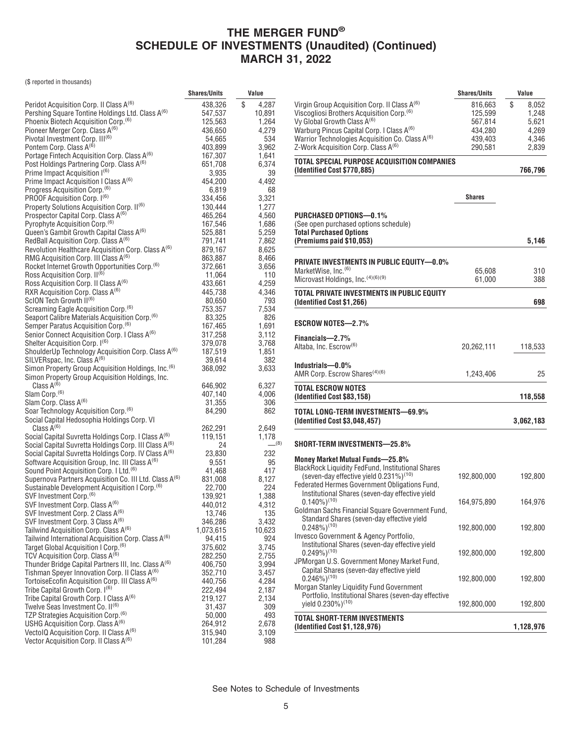# THE MERGER FUND®
# SCHEDULE OF INVESTMENTS (Unaudited) (Continued)
# MARCH 31, 2022

($ reported in thousands)

| | Shares/Units | Value |
|---|---|---|
| Peridot Acquisition Corp. II Class A[(6)] | 438,326 | $ 4,287 |
| Pershing Square Tontine Holdings Ltd. Class A[(6)] | 547,537 | 10,891 |
| Phoenix Biotech Acquisition Corp.[(6)] | 125,563 | 1,264 |
| Pioneer Merger Corp. Class A[(6)] | 436,650 | 4,279 |
| Pivotal Investment Corp. III[(6)] | 54,665 | 534 |
| Pontem Corp. Class A[(6)] | 403,899 | 3,962 |
| Portage Fintech Acquisition Corp. Class A[(6)] | 167,307 | 1,641 |
| Post Holdings Partnering Corp. Class A[(6)] | 651,708 | 6,374 |
| Prime Impact Acquisition I[(6)] | 3,935 | 39 |
| Prime Impact Acquisition I Class A[(6)] | 454,200 | 4,492 |
| Progress Acquisition Corp.[(6)] | 6,819 | 68 |
| PROOF Acquisition Corp. I[(6)] | 334,456 | 3,321 |
| Property Solutions Acquisition Corp. II[(6)] | 130,444 | 1,277 |
| Prospector Capital Corp. Class A[(6)] | 465,264 | 4,560 |
| Pyrophyte Acquisition Corp.[(6)] | 167,546 | 1,686 |
| Queen's Gambit Growth Capital Class A[(6)] | 525,881 | 5,259 |
| RedBall Acquisition Corp. Class A[(6)] | 791,741 | 7,862 |
| Revolution Healthcare Acquisition Corp. Class A[(6)] | 879,167 | 8,625 |
| RMG Acquisition Corp. III Class A[(6)] | 863,887 | 8,466 |
| Rocket Internet Growth Opportunities Corp.[(6)] | 372,661 | 3,656 |
| Ross Acquisition Corp. II[(6)] | 11,064 | 110 |
| Ross Acquisition Corp. II Class A[(6)] | 433,661 | 4,259 |
| RXR Acquisition Corp. Class A[(6)] | 445,738 | 4,346 |
| ScION Tech Growth II[(6)] | 80,650 | 793 |
| Screaming Eagle Acquisition Corp.[(6)] | 753,357 | 7,534 |
| Seaport Calibre Materials Acquisition Corp.[(6)] | 83,325 | 826 |
| Semper Paratus Acquisition Corp.[(6)] | 167,465 | 1,691 |
| Senior Connect Acquisition Corp. I Class A[(6)] | 317,258 | 3,112 |
| Shelter Acquisition Corp. I[(6)] | 379,078 | 3,768 |
| ShoulderUp Technology Acquisition Corp. Class A[(6)] | 187,519 | 1,851 |
| SILVERspac, Inc. Class A[(6)] | 39,614 | 382 |
| Simon Property Group Acquisition Holdings, Inc.[(6)] | 368,092 | 3,633 |
| Simon Property Group Acquisition Holdings, Inc. Class A[(6)] | 646,902 | 6,327 |
| Slam Corp.[(6)] | 407,140 | 4,006 |
| Slam Corp. Class A[(6)] | 31,355 | 306 |
| Soar Technology Acquisition Corp.[(6)] | 84,290 | 862 |
| Social Capital Hedosophia Holdings Corp. VI Class A[(6)] | 262,291 | 2,649 |
| Social Capital Suvretta Holdings Corp. I Class A[(6)] | 119,151 | 1,178 |
| Social Capital Suvretta Holdings Corp. III Class A[(6)] | 24 | —[(8)] |
| Social Capital Suvretta Holdings Corp. IV Class A[(6)] | 23,830 | 232 |
| Software Acquisition Group, Inc. III Class A[(6)] | 9,551 | 95 |
| Sound Point Acquisition Corp. I Ltd.[(6)] | 41,468 | 417 |
| Supernova Partners Acquisition Co. III Ltd. Class A[(6)] | 831,008 | 8,127 |
| Sustainable Development Acquisition I Corp.[(6)] | 22,700 | 224 |
| SVF Investment Corp.[(6)] | 139,921 | 1,388 |
| SVF Investment Corp. Class A[(6)] | 440,012 | 4,312 |
| SVF Investment Corp. 2 Class A[(6)] | 13,746 | 135 |
| SVF Investment Corp. 3 Class A[(6)] | 346,286 | 3,432 |
| Tailwind Acquisition Corp. Class A[(6)] | 1,073,615 | 10,623 |
| Tailwind International Acquisition Corp. Class A[(6)] | 94,415 | 924 |
| Target Global Acquisition I Corp.[(6)] | 375,602 | 3,745 |
| TCV Acquisition Corp. Class A[(6)] | 282,250 | 2,755 |
| Thunder Bridge Capital Partners III, Inc. Class A[(6)] | 406,750 | 3,994 |
| Tishman Speyer Innovation Corp. II Class A[(6)] | 352,710 | 3,457 |
| TortoiseEcofin Acquisition Corp. III Class A[(6)] | 440,756 | 4,284 |
| Tribe Capital Growth Corp. I[(6)] | 222,494 | 2,187 |
| Tribe Capital Growth Corp. I Class A[(6)] | 219,127 | 2,134 |
| Twelve Seas Investment Co. II[(6)] | 31,437 | 309 |
| TZP Strategies Acquisition Corp.[(6)] | 50,000 | 493 |
| USHG Acquisition Corp. Class A[(6)] | 264,912 | 2,678 |
| VectoIQ Acquisition Corp. II Class A[(6)] | 315,940 | 3,109 |
| Vector Acquisition Corp. II Class A[(6)] | 101,284 | 988 |
| Virgin Group Acquisition Corp. II Class A[(6)] | 816,663 | $ 8,052 |
| Viscogliosi Brothers Acquisition Corp.[(6)] | 125,599 | 1,248 |
| Vy Global Growth Class A[(6)] | 567,814 | 5,621 |
| Warburg Pincus Capital Corp. I Class A[(6)] | 434,280 | 4,269 |
| Warrior Technologies Acquisition Co. Class A[(6)] | 439,403 | 4,346 |
| Z-Work Acquisition Corp. Class A[(6)] | 290,581 | 2,839 |
| **TOTAL SPECIAL PURPOSE ACQUISITION COMPANIES (Identified Cost $770,885)** | | **766,796** |

| | Shares | Value |
|---|---|---|
| **PURCHASED OPTIONS—0.1%** | | |
| (See open purchased options schedule) | | |
| **Total Purchased Options (Premiums paid $10,053)** | | **5,146** |
| **PRIVATE INVESTMENTS IN PUBLIC EQUITY—0.0%** | | |
| MarketWise, Inc.[(6)] | 65,608 | 310 |
| Microvast Holdings, Inc.[(4)(6)(9)] | 61,000 | 388 |
| **TOTAL PRIVATE INVESTMENTS IN PUBLIC EQUITY (Identified Cost $1,266)** | | **698** |
| **ESCROW NOTES—2.7%** | | |
| **Financials—2.7%** | | |
| Altaba, Inc. Escrow[(6)] | 20,262,111 | 118,533 |
| **Industrials—0.0%** | | |
| AMR Corp. Escrow Shares[(4)(6)] | 1,243,406 | 25 |
| **TOTAL ESCROW NOTES (Identified Cost $83,158)** | | **118,558** |
| **TOTAL LONG-TERM INVESTMENTS—69.9% (Identified Cost $3,048,457)** | | **3,062,183** |
| **SHORT-TERM INVESTMENTS—25.8%** | | |
| **Money Market Mutual Funds—25.8%** | | |
| BlackRock Liquidity FedFund, Institutional Shares (seven-day effective yield 0.231%)[(10)] | 192,800,000 | 192,800 |
| Federated Hermes Government Obligations Fund, Institutional Shares (seven-day effective yield 0.140%)[(10)] | 164,975,890 | 164,976 |
| Goldman Sachs Financial Square Government Fund, Standard Shares (seven-day effective yield 0.248%)[(10)] | 192,800,000 | 192,800 |
| Invesco Government & Agency Portfolio, Institutional Shares (seven-day effective yield 0.249%)[(10)] | 192,800,000 | 192,800 |
| JPMorgan U.S. Government Money Market Fund, Capital Shares (seven-day effective yield 0.246%)[(10)] | 192,800,000 | 192,800 |
| Morgan Stanley Liquidity Fund Government Portfolio, Institutional Shares (seven-day effective yield 0.230%)[(10)] | 192,800,000 | 192,800 |
| **TOTAL SHORT-TERM INVESTMENTS (Identified Cost $1,128,976)** | | **1,128,976** |

See Notes to Schedule of Investments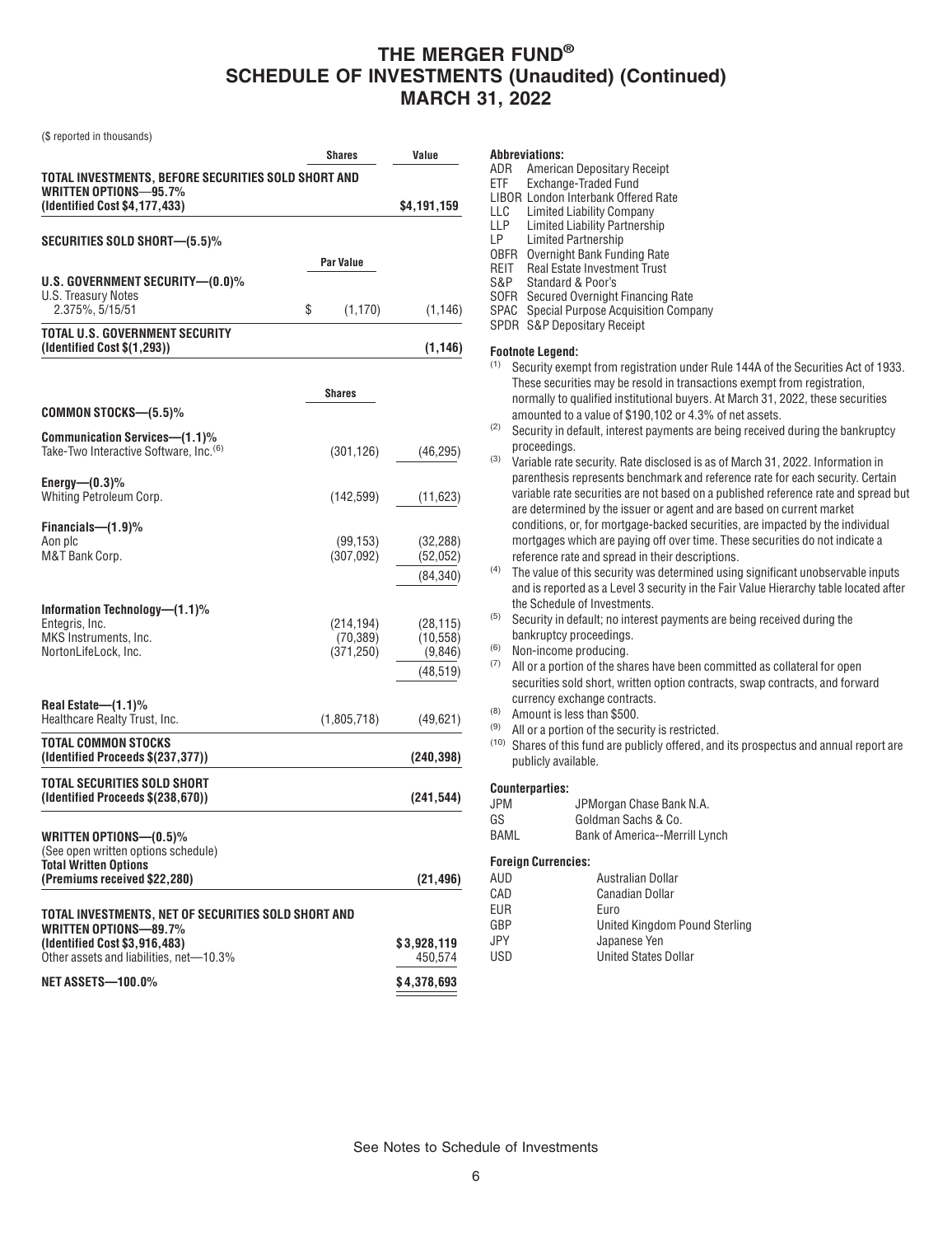# THE MERGER FUND®
## SCHEDULE OF INVESTMENTS (Unaudited) (Continued)
## MARCH 31, 2022

($ reported in thousands)

| | Shares | Value |
|---|---|---|
| **TOTAL INVESTMENTS, BEFORE SECURITIES SOLD SHORT AND WRITTEN OPTIONS—95.7%** | | |
| **(Identified Cost $4,177,433)** | | **$4,191,159** |
| **SECURITIES SOLD SHORT—(5.5)%** | | |
| | **Par Value** | |
| **U.S. GOVERNMENT SECURITY—(0.0)%** | | |
| U.S. Treasury Notes 2.375%, 5/15/51 | $ (1,170) | (1,146) |
| **TOTAL U.S. GOVERNMENT SECURITY (Identified Cost $(1,293))** | | **(1,146)** |
| | **Shares** | |
| **COMMON STOCKS—(5.5)%** | | |
| **Communication Services—(1.1)%** | | |
| Take-Two Interactive Software, Inc.(6) | (301,126) | (46,295) |
| **Energy—(0.3)%** | | |
| Whiting Petroleum Corp. | (142,599) | (11,623) |
| **Financials—(1.9)%** | | |
| Aon plc | (99,153) | (32,288) |
| M&T Bank Corp. | (307,092) | (52,052) |
| | | (84,340) |
| **Information Technology—(1.1)%** | | |
| Entegris, Inc. | (214,194) | (28,115) |
| MKS Instruments, Inc. | (70,389) | (10,558) |
| NortonLifeLock, Inc. | (371,250) | (9,846) |
| | | (48,519) |
| **Real Estate—(1.1)%** | | |
| Healthcare Realty Trust, Inc. | (1,805,718) | (49,621) |
| **TOTAL COMMON STOCKS (Identified Proceeds $(237,377))** | | **(240,398)** |
| **TOTAL SECURITIES SOLD SHORT (Identified Proceeds $(238,670))** | | **(241,544)** |
| **WRITTEN OPTIONS—(0.5)%** | | |
| (See open written options schedule) | | |
| **Total Written Options (Premiums received $22,280)** | | **(21,496)** |
| **TOTAL INVESTMENTS, NET OF SECURITIES SOLD SHORT AND WRITTEN OPTIONS—89.7%** | | |
| **(Identified Cost $3,916,483)** | | **$3,928,119** |
| Other assets and liabilities, net—10.3% | | 450,574 |
| **NET ASSETS—100.0%** | | **$4,378,693** |

**Abbreviations:**

| | |
|---|---|
| ADR | American Depositary Receipt |
| ETF | Exchange-Traded Fund |
| LIBOR | London Interbank Offered Rate |
| LLC | Limited Liability Company |
| LLP | Limited Liability Partnership |
| LP | Limited Partnership |
| OBFR | Overnight Bank Funding Rate |
| REIT | Real Estate Investment Trust |
| S&P | Standard & Poor's |
| SOFR | Secured Overnight Financing Rate |
| SPAC | Special Purpose Acquisition Company |
| SPDR | S&P Depositary Receipt |

**Footnote Legend:**

(1) Security exempt from registration under Rule 144A of the Securities Act of 1933. These securities may be resold in transactions exempt from registration, normally to qualified institutional buyers. At March 31, 2022, these securities amounted to a value of $190,102 or 4.3% of net assets.

(2) Security in default, interest payments are being received during the bankruptcy proceedings.

(3) Variable rate security. Rate disclosed is as of March 31, 2022. Information in parenthesis represents benchmark and reference rate for each security. Certain variable rate securities are not based on a published reference rate and spread but are determined by the issuer or agent and are based on current market conditions, or, for mortgage-backed securities, are impacted by the individual mortgages which are paying off over time. These securities do not indicate a reference rate and spread in their descriptions.

(4) The value of this security was determined using significant unobservable inputs and is reported as a Level 3 security in the Fair Value Hierarchy table located after the Schedule of Investments.

(5) Security in default; no interest payments are being received during the bankruptcy proceedings.

(6) Non-income producing.

(7) All or a portion of the shares have been committed as collateral for open securities sold short, written option contracts, swap contracts, and forward currency exchange contracts.

(8) Amount is less than $500.

(9) All or a portion of the security is restricted.

(10) Shares of this fund are publicly offered, and its prospectus and annual report are publicly available.

**Counterparties:**

| | |
|---|---|
| JPM | JPMorgan Chase Bank N.A. |
| GS | Goldman Sachs & Co. |
| BAML | Bank of America--Merrill Lynch |

**Foreign Currencies:**

| | |
|---|---|
| AUD | Australian Dollar |
| CAD | Canadian Dollar |
| EUR | Euro |
| GBP | United Kingdom Pound Sterling |
| JPY | Japanese Yen |
| USD | United States Dollar |

See Notes to Schedule of Investments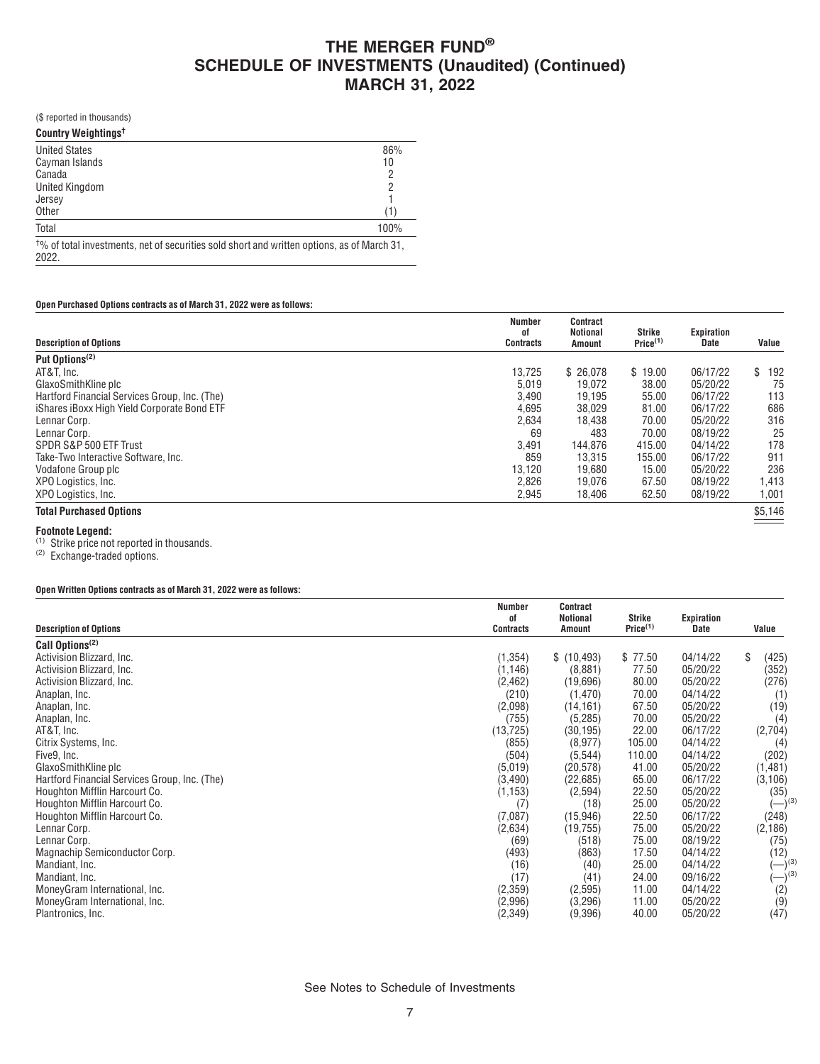# THE MERGER FUND®
# SCHEDULE OF INVESTMENTS (Unaudited) (Continued)
# MARCH 31, 2022

($ reported in thousands)

**Country Weightings†**

| | |
|---|---|
| United States | 86% |
| Cayman Islands | 10 |
| Canada | 2 |
| United Kingdom | 2 |
| Jersey | 1 |
| Other | (1) |
| Total | 100% |

†% of total investments, net of securities sold short and written options, as of March 31, 2022.

**Open Purchased Options contracts as of March 31, 2022 were as follows:**

| Description of Options | Number of Contracts | Contract Notional Amount | Strike Price(1) | Expiration Date | Value |
|---|---|---|---|---|---|
| **Put Options(2)** | | | | | |
| AT&T, Inc. | 13,725 | $ 26,078 | $ 19.00 | 06/17/22 | $ 192 |
| GlaxoSmithKline plc | 5,019 | 19,072 | 38.00 | 05/20/22 | 75 |
| Hartford Financial Services Group, Inc. (The) | 3,490 | 19,195 | 55.00 | 06/17/22 | 113 |
| iShares iBoxx High Yield Corporate Bond ETF | 4,695 | 38,029 | 81.00 | 06/17/22 | 686 |
| Lennar Corp. | 2,634 | 18,438 | 70.00 | 05/20/22 | 316 |
| Lennar Corp. | 69 | 483 | 70.00 | 08/19/22 | 25 |
| SPDR S&P 500 ETF Trust | 3,491 | 144,876 | 415.00 | 04/14/22 | 178 |
| Take-Two Interactive Software, Inc. | 859 | 13,315 | 155.00 | 06/17/22 | 911 |
| Vodafone Group plc | 13,120 | 19,680 | 15.00 | 05/20/22 | 236 |
| XPO Logistics, Inc. | 2,826 | 19,076 | 67.50 | 08/19/22 | 1,413 |
| XPO Logistics, Inc. | 2,945 | 18,406 | 62.50 | 08/19/22 | 1,001 |
| **Total Purchased Options** | | | | | $5,146 |

**Footnote Legend:**

(1) Strike price not reported in thousands.

(2) Exchange-traded options.

**Open Written Options contracts as of March 31, 2022 were as follows:**

| Description of Options | Number of Contracts | Contract Notional Amount | Strike Price(1) | Expiration Date | Value |
|---|---|---|---|---|---|
| **Call Options(2)** | | | | | |
| Activision Blizzard, Inc. | (1,354) | $ (10,493) | $ 77.50 | 04/14/22 | $ (425) |
| Activision Blizzard, Inc. | (1,146) | (8,881) | 77.50 | 05/20/22 | (352) |
| Activision Blizzard, Inc. | (2,462) | (19,696) | 80.00 | 05/20/22 | (276) |
| Anaplan, Inc. | (210) | (1,470) | 70.00 | 04/14/22 | (1) |
| Anaplan, Inc. | (2,098) | (14,161) | 67.50 | 05/20/22 | (19) |
| Anaplan, Inc. | (755) | (5,285) | 70.00 | 05/20/22 | (4) |
| AT&T, Inc. | (13,725) | (30,195) | 22.00 | 06/17/22 | (2,704) |
| Citrix Systems, Inc. | (855) | (8,977) | 105.00 | 04/14/22 | (4) |
| Five9, Inc. | (504) | (5,544) | 110.00 | 04/14/22 | (202) |
| GlaxoSmithKline plc | (5,019) | (20,578) | 41.00 | 05/20/22 | (1,481) |
| Hartford Financial Services Group, Inc. (The) | (3,490) | (22,685) | 65.00 | 06/17/22 | (3,106) |
| Houghton Mifflin Harcourt Co. | (1,153) | (2,594) | 22.50 | 05/20/22 | (35) |
| Houghton Mifflin Harcourt Co. | (7) | (18) | 25.00 | 05/20/22 | (—)(3) |
| Houghton Mifflin Harcourt Co. | (7,087) | (15,946) | 22.50 | 06/17/22 | (248) |
| Lennar Corp. | (2,634) | (19,755) | 75.00 | 05/20/22 | (2,186) |
| Lennar Corp. | (69) | (518) | 75.00 | 08/19/22 | (75) |
| Magnachip Semiconductor Corp. | (493) | (863) | 17.50 | 04/14/22 | (12) |
| Mandiant, Inc. | (16) | (40) | 25.00 | 04/14/22 | (—)(3) |
| Mandiant, Inc. | (17) | (41) | 24.00 | 09/16/22 | (—)(3) |
| MoneyGram International, Inc. | (2,359) | (2,595) | 11.00 | 04/14/22 | (2) |
| MoneyGram International, Inc. | (2,996) | (3,296) | 11.00 | 05/20/22 | (9) |
| Plantronics, Inc. | (2,349) | (9,396) | 40.00 | 05/20/22 | (47) |

See Notes to Schedule of Investments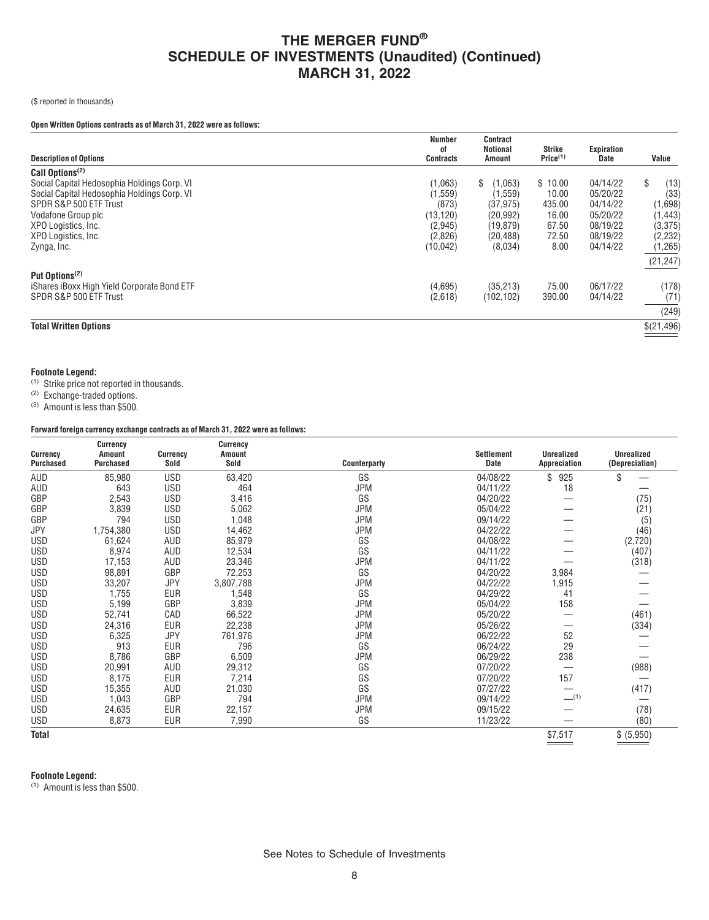# THE MERGER FUND®
# SCHEDULE OF INVESTMENTS (Unaudited) (Continued)
# MARCH 31, 2022

($ reported in thousands)

**Open Written Options contracts as of March 31, 2022 were as follows:**

| Description of Options | Number of Contracts | Contract Notional Amount | Strike Price[(1)] | Expiration Date | Value |
|---|---|---|---|---|---|
| **Call Options[(2)]** | | | | | |
| Social Capital Hedosophia Holdings Corp. VI | (1,063) | $ (1,063) | $ 10.00 | 04/14/22 | $ (13) |
| Social Capital Hedosophia Holdings Corp. VI | (1,559) | (1,559) | 10.00 | 05/20/22 | (33) |
| SPDR S&P 500 ETF Trust | (873) | (37,975) | 435.00 | 04/14/22 | (1,698) |
| Vodafone Group plc | (13,120) | (20,992) | 16.00 | 05/20/22 | (1,443) |
| XPO Logistics, Inc. | (2,945) | (19,879) | 67.50 | 08/19/22 | (3,375) |
| XPO Logistics, Inc. | (2,826) | (20,488) | 72.50 | 08/19/22 | (2,232) |
| Zynga, Inc. | (10,042) | (8,034) | 8.00 | 04/14/22 | (1,265) |
| | | | | | (21,247) |
| **Put Options[(2)]** | | | | | |
| iShares iBoxx High Yield Corporate Bond ETF | (4,695) | (35,213) | 75.00 | 06/17/22 | (178) |
| SPDR S&P 500 ETF Trust | (2,618) | (102,102) | 390.00 | 04/14/22 | (71) |
| | | | | | (249) |
| **Total Written Options** | | | | | $(21,496) |

**Footnote Legend:**

[(1)] Strike price not reported in thousands.
[(2)] Exchange-traded options.
[(3)] Amount is less than $500.

**Forward foreign currency exchange contracts as of March 31, 2022 were as follows:**

| Currency Purchased | Currency Amount Purchased | Currency Sold | Currency Amount Sold | Counterparty | Settlement Date | Unrealized Appreciation | Unrealized (Depreciation) |
|---|---|---|---|---|---|---|---|
| AUD | 85,980 | USD | 63,420 | GS | 04/08/22 | $ 925 | $ — |
| AUD | 643 | USD | 464 | JPM | 04/11/22 | 18 | — |
| GBP | 2,543 | USD | 3,416 | GS | 04/20/22 | — | (75) |
| GBP | 3,839 | USD | 5,062 | JPM | 05/04/22 | — | (21) |
| GBP | 794 | USD | 1,048 | JPM | 09/14/22 | — | (5) |
| JPY | 1,754,380 | USD | 14,462 | JPM | 04/22/22 | — | (46) |
| USD | 61,624 | AUD | 85,979 | GS | 04/08/22 | — | (2,720) |
| USD | 8,974 | AUD | 12,534 | GS | 04/11/22 | — | (407) |
| USD | 17,153 | AUD | 23,346 | JPM | 04/11/22 | — | (318) |
| USD | 98,891 | GBP | 72,253 | GS | 04/20/22 | 3,984 | — |
| USD | 33,207 | JPY | 3,807,788 | JPM | 04/22/22 | 1,915 | — |
| USD | 1,755 | EUR | 1,548 | GS | 04/29/22 | 41 | — |
| USD | 5,199 | GBP | 3,839 | JPM | 05/04/22 | 158 | — |
| USD | 52,741 | CAD | 66,522 | JPM | 05/20/22 | — | (461) |
| USD | 24,316 | EUR | 22,238 | JPM | 05/26/22 | — | (334) |
| USD | 6,325 | JPY | 761,976 | JPM | 06/22/22 | 52 | — |
| USD | 913 | EUR | 796 | GS | 06/24/22 | 29 | — |
| USD | 8,786 | GBP | 6,509 | JPM | 06/29/22 | 238 | — |
| USD | 20,991 | AUD | 29,312 | GS | 07/20/22 | — | (988) |
| USD | 8,175 | EUR | 7,214 | GS | 07/20/22 | 157 | — |
| USD | 15,355 | AUD | 21,030 | GS | 07/27/22 | — | (417) |
| USD | 1,043 | GBP | 794 | JPM | 09/14/22 | —[(1)] | — |
| USD | 24,635 | EUR | 22,157 | JPM | 09/15/22 | — | (78) |
| USD | 8,873 | EUR | 7,990 | GS | 11/23/22 | — | (80) |
| **Total** | | | | | | $7,517 | $ (5,950) |

**Footnote Legend:**

[(1)] Amount is less than $500.

See Notes to Schedule of Investments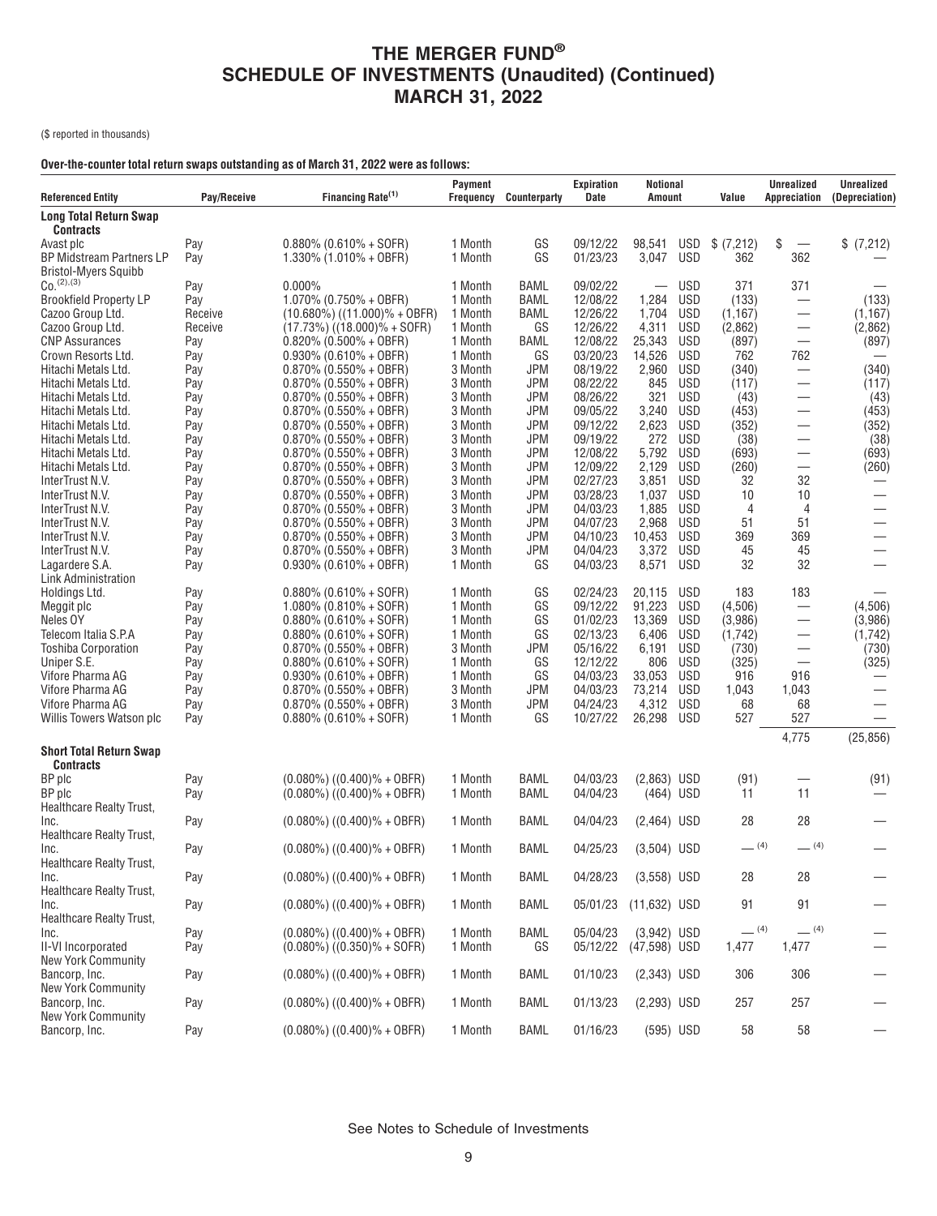# THE MERGER FUND®
# SCHEDULE OF INVESTMENTS (Unaudited) (Continued)
# MARCH 31, 2022

($ reported in thousands)

**Over-the-counter total return swaps outstanding as of March 31, 2022 were as follows:**

| Referenced Entity | Pay/Receive | Financing Rate[1] | Payment Frequency | Counterparty | Expiration Date | Notional Amount | | Value | Unrealized Appreciation | Unrealized (Depreciation) |
|---|---|---|---|---|---|---|---|---|---|---|
| **Long Total Return Swap Contracts** | | | | | | | | | | |
| Avast plc | Pay | 0.880% (0.610% + SOFR) | 1 Month | GS | 09/12/22 | 98,541 | USD | $ (7,212) | $ — | $ (7,212) |
| BP Midstream Partners LP | Pay | 1.330% (1.010% + OBFR) | 1 Month | GS | 01/23/23 | 3,047 | USD | 362 | 362 | — |
| Bristol-Myers Squibb Co.[2],[3] | Pay | 0.000% | 1 Month | BAML | 09/02/22 | — | USD | 371 | 371 | — |
| Brookfield Property LP | Pay | 1.070% (0.750% + OBFR) | 1 Month | BAML | 12/08/22 | 1,284 | USD | (133) | — | (133) |
| Cazoo Group Ltd. | Receive | (10.680%) ((11.000)% + OBFR) | 1 Month | BAML | 12/26/22 | 1,704 | USD | (1,167) | — | (1,167) |
| Cazoo Group Ltd. | Receive | (17.73%) ((18.000)% + SOFR) | 1 Month | GS | 12/26/22 | 4,311 | USD | (2,862) | — | (2,862) |
| CNP Assurances | Pay | 0.820% (0.500% + OBFR) | 1 Month | BAML | 12/08/22 | 25,343 | USD | (897) | — | (897) |
| Crown Resorts Ltd. | Pay | 0.930% (0.610% + OBFR) | 1 Month | GS | 03/20/23 | 14,526 | USD | 762 | 762 | — |
| Hitachi Metals Ltd. | Pay | 0.870% (0.550% + OBFR) | 3 Month | JPM | 08/19/22 | 2,960 | USD | (340) | — | (340) |
| Hitachi Metals Ltd. | Pay | 0.870% (0.550% + OBFR) | 3 Month | JPM | 08/22/22 | 845 | USD | (117) | — | (117) |
| Hitachi Metals Ltd. | Pay | 0.870% (0.550% + OBFR) | 3 Month | JPM | 08/26/22 | 321 | USD | (43) | — | (43) |
| Hitachi Metals Ltd. | Pay | 0.870% (0.550% + OBFR) | 3 Month | JPM | 09/05/22 | 3,240 | USD | (453) | — | (453) |
| Hitachi Metals Ltd. | Pay | 0.870% (0.550% + OBFR) | 3 Month | JPM | 09/12/22 | 2,623 | USD | (352) | — | (352) |
| Hitachi Metals Ltd. | Pay | 0.870% (0.550% + OBFR) | 3 Month | JPM | 09/19/22 | 272 | USD | (38) | — | (38) |
| Hitachi Metals Ltd. | Pay | 0.870% (0.550% + OBFR) | 3 Month | JPM | 12/08/22 | 5,792 | USD | (693) | — | (693) |
| Hitachi Metals Ltd. | Pay | 0.870% (0.550% + OBFR) | 3 Month | JPM | 12/09/22 | 2,129 | USD | (260) | — | (260) |
| InterTrust N.V. | Pay | 0.870% (0.550% + OBFR) | 3 Month | JPM | 02/27/23 | 3,851 | USD | 32 | 32 | — |
| InterTrust N.V. | Pay | 0.870% (0.550% + OBFR) | 3 Month | JPM | 03/28/23 | 1,037 | USD | 10 | 10 | — |
| InterTrust N.V. | Pay | 0.870% (0.550% + OBFR) | 3 Month | JPM | 04/03/23 | 1,885 | USD | 4 | 4 | — |
| InterTrust N.V. | Pay | 0.870% (0.550% + OBFR) | 3 Month | JPM | 04/07/23 | 2,968 | USD | 51 | 51 | — |
| InterTrust N.V. | Pay | 0.870% (0.550% + OBFR) | 3 Month | JPM | 04/10/23 | 10,453 | USD | 369 | 369 | — |
| InterTrust N.V. | Pay | 0.870% (0.550% + OBFR) | 3 Month | JPM | 04/04/23 | 3,372 | USD | 45 | 45 | — |
| Lagardere S.A. | Pay | 0.930% (0.610% + OBFR) | 1 Month | GS | 04/03/23 | 8,571 | USD | 32 | 32 | — |
| Link Administration Holdings Ltd. | Pay | 0.880% (0.610% + SOFR) | 1 Month | GS | 02/24/23 | 20,115 | USD | 183 | 183 | — |
| Meggit plc | Pay | 1.080% (0.810% + SOFR) | 1 Month | GS | 09/12/22 | 91,223 | USD | (4,506) | — | (4,506) |
| Neles OY | Pay | 0.880% (0.610% + SOFR) | 1 Month | GS | 01/02/23 | 13,369 | USD | (3,986) | — | (3,986) |
| Telecom Italia S.P.A | Pay | 0.880% (0.610% + SOFR) | 1 Month | GS | 02/13/23 | 6,406 | USD | (1,742) | — | (1,742) |
| Toshiba Corporation | Pay | 0.870% (0.550% + OBFR) | 3 Month | JPM | 05/16/22 | 6,191 | USD | (730) | — | (730) |
| Uniper S.E. | Pay | 0.880% (0.610% + SOFR) | 1 Month | GS | 12/12/22 | 806 | USD | (325) | — | (325) |
| Vifore Pharma AG | Pay | 0.930% (0.610% + OBFR) | 1 Month | GS | 04/03/23 | 33,053 | USD | 916 | 916 | — |
| Vifore Pharma AG | Pay | 0.870% (0.550% + OBFR) | 3 Month | JPM | 04/03/23 | 73,214 | USD | 1,043 | 1,043 | — |
| Vifore Pharma AG | Pay | 0.870% (0.550% + OBFR) | 3 Month | JPM | 04/24/23 | 4,312 | USD | 68 | 68 | — |
| Willis Towers Watson plc | Pay | 0.880% (0.610% + SOFR) | 1 Month | GS | 10/27/22 | 26,298 | USD | 527 | 527 | — |
| | | | | | | | | | 4,775 | (25,856) |
| **Short Total Return Swap Contracts** | | | | | | | | | | |
| BP plc | Pay | (0.080%) ((0.400)% + OBFR) | 1 Month | BAML | 04/03/23 | (2,863) | USD | (91) | — | (91) |
| BP plc | Pay | (0.080%) ((0.400)% + OBFR) | 1 Month | BAML | 04/04/23 | (464) | USD | 11 | 11 | — |
| Healthcare Realty Trust, Inc. | Pay | (0.080%) ((0.400)% + OBFR) | 1 Month | BAML | 04/04/23 | (2,464) | USD | 28 | 28 | — |
| Healthcare Realty Trust, Inc. | Pay | (0.080%) ((0.400)% + OBFR) | 1 Month | BAML | 04/25/23 | (3,504) | USD | —[4] | —[4] | — |
| Healthcare Realty Trust, Inc. | Pay | (0.080%) ((0.400)% + OBFR) | 1 Month | BAML | 04/28/23 | (3,558) | USD | 28 | 28 | — |
| Healthcare Realty Trust, Inc. | Pay | (0.080%) ((0.400)% + OBFR) | 1 Month | BAML | 05/01/23 | (11,632) | USD | 91 | 91 | — |
| Healthcare Realty Trust, Inc. | Pay | (0.080%) ((0.400)% + OBFR) | 1 Month | BAML | 05/04/23 | (3,942) | USD | —[4] | —[4] | — |
| II-VI Incorporated | Pay | (0.080%) ((0.350)% + SOFR) | 1 Month | GS | 05/12/22 | (47,598) | USD | 1,477 | 1,477 | — |
| New York Community Bancorp, Inc. | Pay | (0.080%) ((0.400)% + OBFR) | 1 Month | BAML | 01/10/23 | (2,343) | USD | 306 | 306 | — |
| New York Community Bancorp, Inc. | Pay | (0.080%) ((0.400)% + OBFR) | 1 Month | BAML | 01/13/23 | (2,293) | USD | 257 | 257 | — |
| New York Community Bancorp, Inc. | Pay | (0.080%) ((0.400)% + OBFR) | 1 Month | BAML | 01/16/23 | (595) | USD | 58 | 58 | — |

See Notes to Schedule of Investments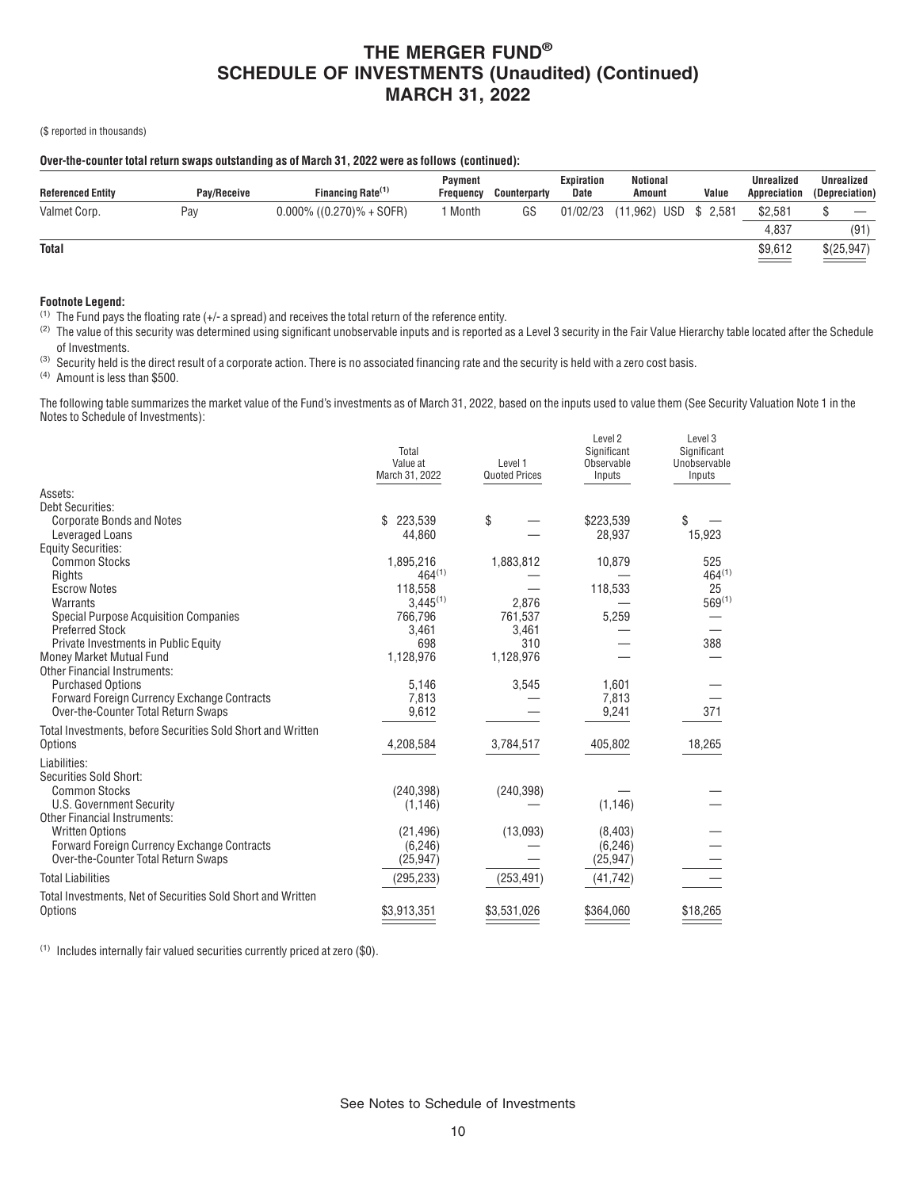# THE MERGER FUND®
# SCHEDULE OF INVESTMENTS (Unaudited) (Continued)
# MARCH 31, 2022

($ reported in thousands)

**Over-the-counter total return swaps outstanding as of March 31, 2022 were as follows (continued):**

| Referenced Entity | Pay/Receive | Financing Rate[1] | Payment Frequency | Counterparty | Expiration Date | Notional Amount | Value | Unrealized Appreciation | Unrealized (Depreciation) |
|---|---|---|---|---|---|---|---|---|---|
| Valmet Corp. | Pay | 0.000% ((0.270)% + SOFR) | 1 Month | GS | 01/02/23 | (11,962) USD | $ 2,581 | $2,581 | $ — |
| | | | | | | | | 4,837 | (91) |
| **Total** | | | | | | | | $9,612 | $(25,947) |

**Footnote Legend:**

[1] The Fund pays the floating rate (+/- a spread) and receives the total return of the reference entity.

[2] The value of this security was determined using significant unobservable inputs and is reported as a Level 3 security in the Fair Value Hierarchy table located after the Schedule of Investments.

[3] Security held is the direct result of a corporate action. There is no associated financing rate and the security is held with a zero cost basis.

[4] Amount is less than $500.

The following table summarizes the market value of the Fund's investments as of March 31, 2022, based on the inputs used to value them (See Security Valuation Note 1 in the Notes to Schedule of Investments):

| | Total Value at March 31, 2022 | Level 1 Quoted Prices | Level 2 Significant Observable Inputs | Level 3 Significant Unobservable Inputs |
|---|---|---|---|---|
| Assets: | | | | |
| Debt Securities: | | | | |
| Corporate Bonds and Notes | $ 223,539 | $ — | $223,539 | $ — |
| Leveraged Loans | 44,860 | — | 28,937 | 15,923 |
| Equity Securities: | | | | |
| Common Stocks | 1,895,216 | 1,883,812 | 10,879 | 525 |
| Rights | 464[1] | — | — | 464[1] |
| Escrow Notes | 118,558 | — | 118,533 | 25 |
| Warrants | 3,445[1] | 2,876 | — | 569[1] |
| Special Purpose Acquisition Companies | 766,796 | 761,537 | 5,259 | — |
| Preferred Stock | 3,461 | 3,461 | — | — |
| Private Investments in Public Equity | 698 | 310 | — | 388 |
| Money Market Mutual Fund | 1,128,976 | 1,128,976 | — | — |
| Other Financial Instruments: | | | | |
| Purchased Options | 5,146 | 3,545 | 1,601 | — |
| Forward Foreign Currency Exchange Contracts | 7,813 | — | 7,813 | — |
| Over-the-Counter Total Return Swaps | 9,612 | — | 9,241 | 371 |
| Total Investments, before Securities Sold Short and Written Options | 4,208,584 | 3,784,517 | 405,802 | 18,265 |
| Liabilities: | | | | |
| Securities Sold Short: | | | | |
| Common Stocks | (240,398) | (240,398) | — | — |
| U.S. Government Security | (1,146) | — | (1,146) | — |
| Other Financial Instruments: | | | | |
| Written Options | (21,496) | (13,093) | (8,403) | — |
| Forward Foreign Currency Exchange Contracts | (6,246) | — | (6,246) | — |
| Over-the-Counter Total Return Swaps | (25,947) | — | (25,947) | — |
| Total Liabilities | (295,233) | (253,491) | (41,742) | — |
| Total Investments, Net of Securities Sold Short and Written Options | $3,913,351 | $3,531,026 | $364,060 | $18,265 |

[1] Includes internally fair valued securities currently priced at zero ($0).

See Notes to Schedule of Investments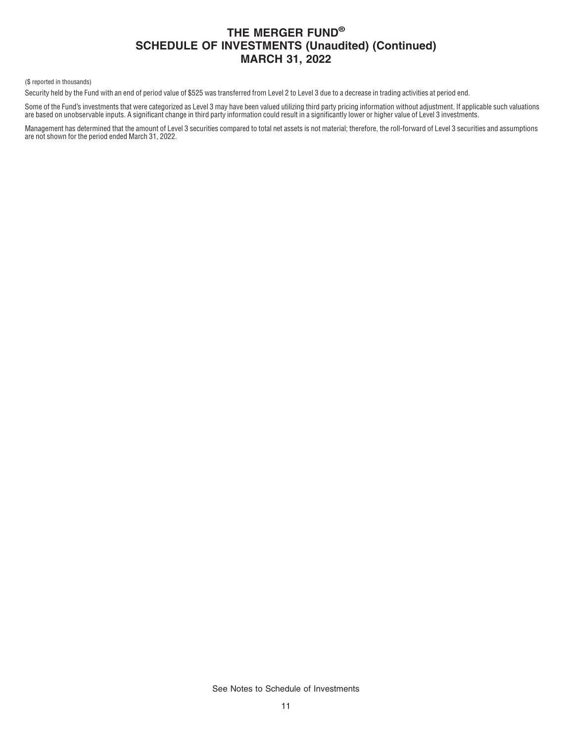(\$ reported in thousands)

Security held by the Fund with an end of period value of \$525 was transferred from Level 2 to Level 3 due to a decrease in trading activities at period end.

Some of the Fund's investments that were categorized as Level 3 may have been valued utilizing third party pricing information without adjustment. If applicable such valuations are based on unobservable inputs. A significant change in third party information could result in a significantly lower or higher value of Level 3 investments.

Management has determined that the amount of Level 3 securities compared to total net assets is not material; therefore, the roll-forward of Level 3 securities and assumptions are not shown for the period ended March 31, 2022.

See Notes to Schedule of Investments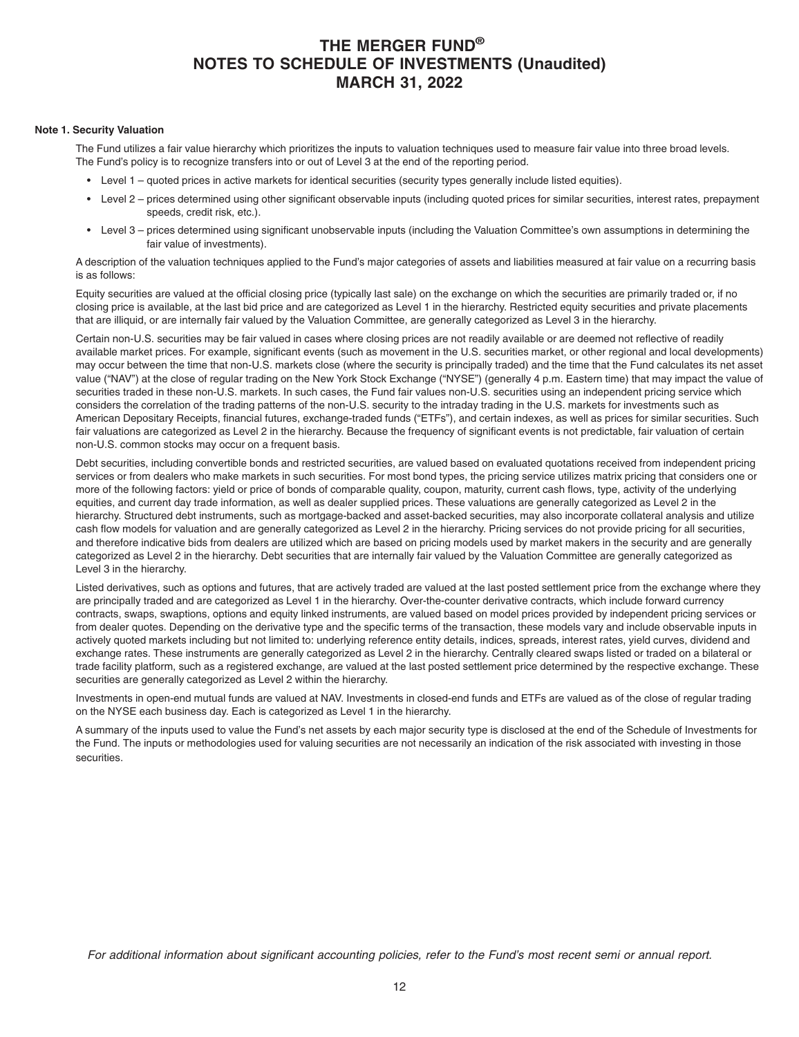# THE MERGER FUND®
# NOTES TO SCHEDULE OF INVESTMENTS (Unaudited)
# MARCH 31, 2022

**Note 1. Security Valuation**

The Fund utilizes a fair value hierarchy which prioritizes the inputs to valuation techniques used to measure fair value into three broad levels. The Fund's policy is to recognize transfers into or out of Level 3 at the end of the reporting period.

- Level 1 – quoted prices in active markets for identical securities (security types generally include listed equities).
- Level 2 – prices determined using other significant observable inputs (including quoted prices for similar securities, interest rates, prepayment speeds, credit risk, etc.).
- Level 3 – prices determined using significant unobservable inputs (including the Valuation Committee's own assumptions in determining the fair value of investments).

A description of the valuation techniques applied to the Fund's major categories of assets and liabilities measured at fair value on a recurring basis is as follows:

Equity securities are valued at the official closing price (typically last sale) on the exchange on which the securities are primarily traded or, if no closing price is available, at the last bid price and are categorized as Level 1 in the hierarchy. Restricted equity securities and private placements that are illiquid, or are internally fair valued by the Valuation Committee, are generally categorized as Level 3 in the hierarchy.

Certain non-U.S. securities may be fair valued in cases where closing prices are not readily available or are deemed not reflective of readily available market prices. For example, significant events (such as movement in the U.S. securities market, or other regional and local developments) may occur between the time that non-U.S. markets close (where the security is principally traded) and the time that the Fund calculates its net asset value ("NAV") at the close of regular trading on the New York Stock Exchange ("NYSE") (generally 4 p.m. Eastern time) that may impact the value of securities traded in these non-U.S. markets. In such cases, the Fund fair values non-U.S. securities using an independent pricing service which considers the correlation of the trading patterns of the non-U.S. security to the intraday trading in the U.S. markets for investments such as American Depositary Receipts, financial futures, exchange-traded funds ("ETFs"), and certain indexes, as well as prices for similar securities. Such fair valuations are categorized as Level 2 in the hierarchy. Because the frequency of significant events is not predictable, fair valuation of certain non-U.S. common stocks may occur on a frequent basis.

Debt securities, including convertible bonds and restricted securities, are valued based on evaluated quotations received from independent pricing services or from dealers who make markets in such securities. For most bond types, the pricing service utilizes matrix pricing that considers one or more of the following factors: yield or price of bonds of comparable quality, coupon, maturity, current cash flows, type, activity of the underlying equities, and current day trade information, as well as dealer supplied prices. These valuations are generally categorized as Level 2 in the hierarchy. Structured debt instruments, such as mortgage-backed and asset-backed securities, may also incorporate collateral analysis and utilize cash flow models for valuation and are generally categorized as Level 2 in the hierarchy. Pricing services do not provide pricing for all securities, and therefore indicative bids from dealers are utilized which are based on pricing models used by market makers in the security and are generally categorized as Level 2 in the hierarchy. Debt securities that are internally fair valued by the Valuation Committee are generally categorized as Level 3 in the hierarchy.

Listed derivatives, such as options and futures, that are actively traded are valued at the last posted settlement price from the exchange where they are principally traded and are categorized as Level 1 in the hierarchy. Over-the-counter derivative contracts, which include forward currency contracts, swaps, swaptions, options and equity linked instruments, are valued based on model prices provided by independent pricing services or from dealer quotes. Depending on the derivative type and the specific terms of the transaction, these models vary and include observable inputs in actively quoted markets including but not limited to: underlying reference entity details, indices, spreads, interest rates, yield curves, dividend and exchange rates. These instruments are generally categorized as Level 2 in the hierarchy. Centrally cleared swaps listed or traded on a bilateral or trade facility platform, such as a registered exchange, are valued at the last posted settlement price determined by the respective exchange. These securities are generally categorized as Level 2 within the hierarchy.

Investments in open-end mutual funds are valued at NAV. Investments in closed-end funds and ETFs are valued as of the close of regular trading on the NYSE each business day. Each is categorized as Level 1 in the hierarchy.

A summary of the inputs used to value the Fund's net assets by each major security type is disclosed at the end of the Schedule of Investments for the Fund. The inputs or methodologies used for valuing securities are not necessarily an indication of the risk associated with investing in those securities.

*For additional information about significant accounting policies, refer to the Fund's most recent semi or annual report.*